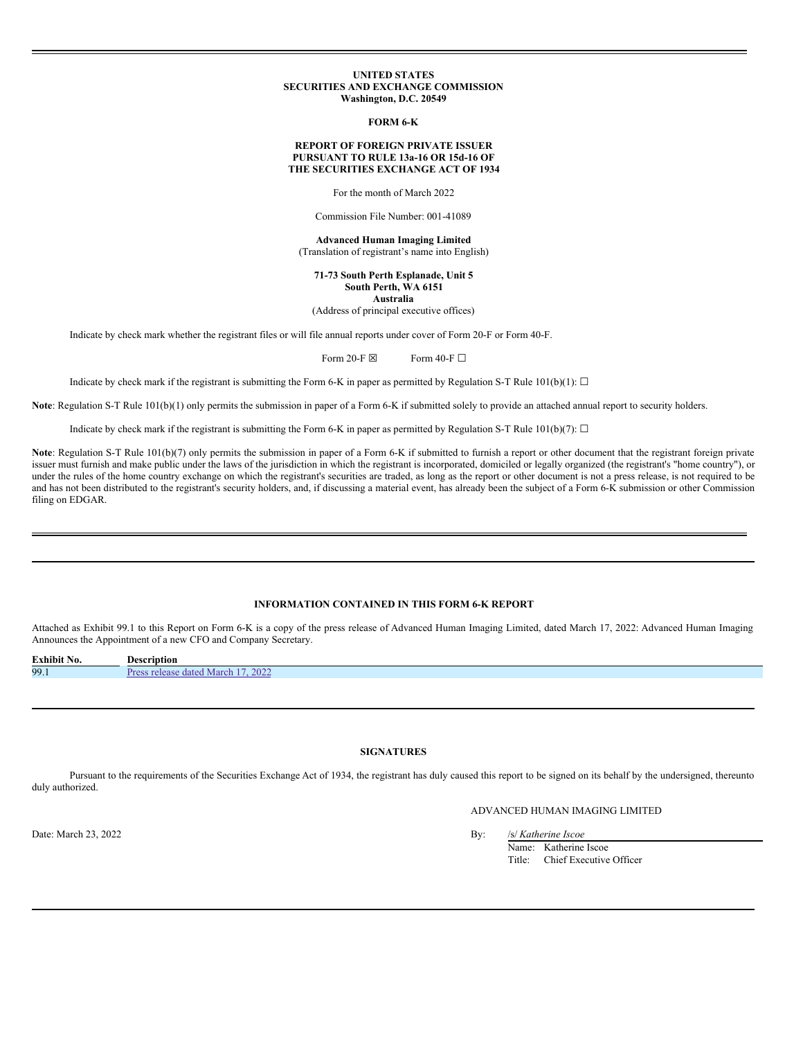**UNITED STATES**
**SECURITIES AND EXCHANGE COMMISSION**
**Washington, D.C. 20549**

**FORM 6-K**

**REPORT OF FOREIGN PRIVATE ISSUER**
**PURSUANT TO RULE 13a-16 OR 15d-16 OF**
**THE SECURITIES EXCHANGE ACT OF 1934**

For the month of March 2022

Commission File Number: 001-41089

**Advanced Human Imaging Limited**
(Translation of registrant's name into English)

**71-73 South Perth Esplanade, Unit 5**
**South Perth, WA 6151**
**Australia**
(Address of principal executive offices)

Indicate by check mark whether the registrant files or will file annual reports under cover of Form 20-F or Form 40-F.

Form 20-F ☒ Form 40-F ☐

Indicate by check mark if the registrant is submitting the Form 6-K in paper as permitted by Regulation S-T Rule 101(b)(1): ☐

**Note**: Regulation S-T Rule 101(b)(1) only permits the submission in paper of a Form 6-K if submitted solely to provide an attached annual report to security holders.

Indicate by check mark if the registrant is submitting the Form 6-K in paper as permitted by Regulation S-T Rule 101(b)(7): ☐

**Note**: Regulation S-T Rule 101(b)(7) only permits the submission in paper of a Form 6-K if submitted to furnish a report or other document that the registrant foreign private issuer must furnish and make public under the laws of the jurisdiction in which the registrant is incorporated, domiciled or legally organized (the registrant's "home country"), or under the rules of the home country exchange on which the registrant's securities are traded, as long as the report or other document is not a press release, is not required to be and has not been distributed to the registrant's security holders, and, if discussing a material event, has already been the subject of a Form 6-K submission or other Commission filing on EDGAR.

**INFORMATION CONTAINED IN THIS FORM 6-K REPORT**

Attached as Exhibit 99.1 to this Report on Form 6-K is a copy of the press release of Advanced Human Imaging Limited, dated March 17, 2022: Advanced Human Imaging Announces the Appointment of a new CFO and Company Secretary.

| Exhibit No. | Description |
|---|---|
| 99.1 | Press release dated March 17, 2022 |

**SIGNATURES**

Pursuant to the requirements of the Securities Exchange Act of 1934, the registrant has duly caused this report to be signed on its behalf by the undersigned, thereunto duly authorized.

ADVANCED HUMAN IMAGING LIMITED

Date: March 23, 2022

By: /s/ *Katherine Iscoe*
Name: Katherine Iscoe
Title: Chief Executive Officer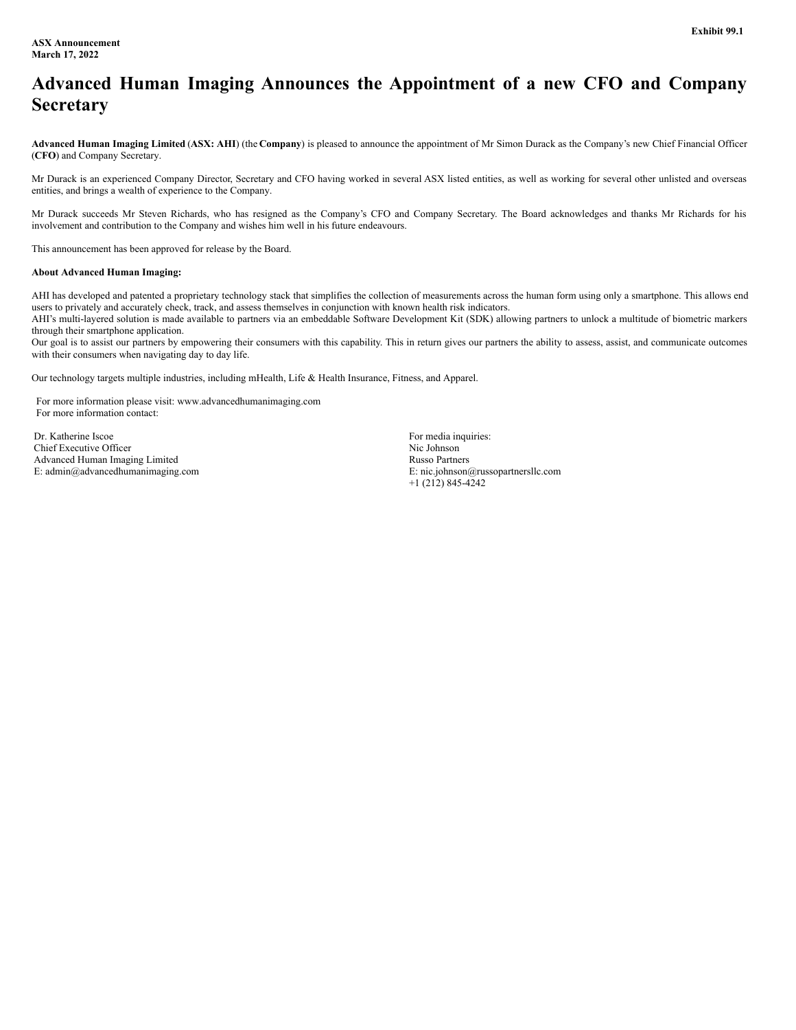Exhibit 99.1

**ASX Announcement**
**March 17, 2022**

# Advanced Human Imaging Announces the Appointment of a new CFO and Company Secretary

**Advanced Human Imaging Limited** (**ASX: AHI**) (the **Company**) is pleased to announce the appointment of Mr Simon Durack as the Company's new Chief Financial Officer (**CFO**) and Company Secretary.

Mr Durack is an experienced Company Director, Secretary and CFO having worked in several ASX listed entities, as well as working for several other unlisted and overseas entities, and brings a wealth of experience to the Company.

Mr Durack succeeds Mr Steven Richards, who has resigned as the Company's CFO and Company Secretary. The Board acknowledges and thanks Mr Richards for his involvement and contribution to the Company and wishes him well in his future endeavours.

This announcement has been approved for release by the Board.

**About Advanced Human Imaging:**

AHI has developed and patented a proprietary technology stack that simplifies the collection of measurements across the human form using only a smartphone. This allows end users to privately and accurately check, track, and assess themselves in conjunction with known health risk indicators.
AHI's multi-layered solution is made available to partners via an embeddable Software Development Kit (SDK) allowing partners to unlock a multitude of biometric markers through their smartphone application.
Our goal is to assist our partners by empowering their consumers with this capability. This in return gives our partners the ability to assess, assist, and communicate outcomes with their consumers when navigating day to day life.

Our technology targets multiple industries, including mHealth, Life & Health Insurance, Fitness, and Apparel.

For more information please visit: www.advancedhumanimaging.com
For more information contact:

Dr. Katherine Iscoe
Chief Executive Officer
Advanced Human Imaging Limited
E: admin@advancedhumanimaging.com

For media inquiries:
Nic Johnson
Russo Partners
E: nic.johnson@russopartnersllc.com
+1 (212) 845-4242